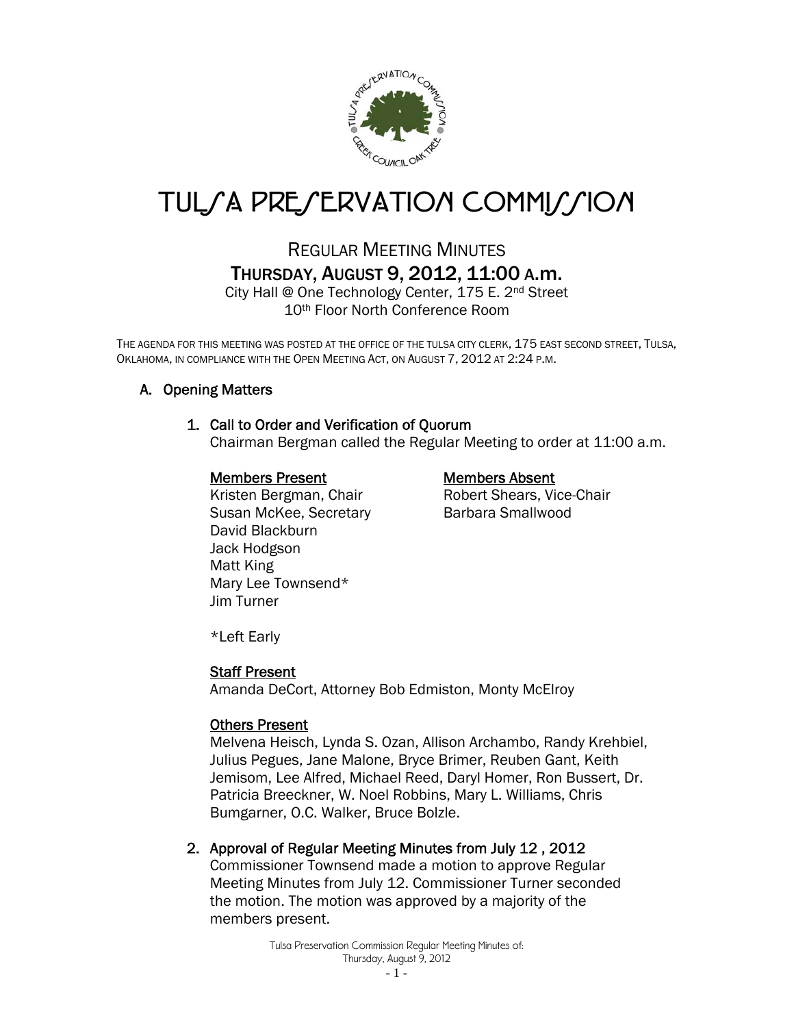# TULSA PRESERVATION COMMISSION

## REGULAR MEETING MINUTES
## THURSDAY, AUGUST 9, 2012, 11:00 A.m.

City Hall @ One Technology Center, 175 E. 2nd Street
10th Floor North Conference Room

THE AGENDA FOR THIS MEETING WAS POSTED AT THE OFFICE OF THE TULSA CITY CLERK, 175 EAST SECOND STREET, TULSA, OKLAHOMA, IN COMPLIANCE WITH THE OPEN MEETING ACT, ON AUGUST 7, 2012 AT 2:24 P.M.

### A. Opening Matters

#### 1. Call to Order and Verification of Quorum

Chairman Bergman called the Regular Meeting to order at 11:00 a.m.

**Members Present**
Kristen Bergman, Chair
Susan McKee, Secretary
David Blackburn
Jack Hodgson
Matt King
Mary Lee Townsend*
Jim Turner

**Members Absent**
Robert Shears, Vice-Chair
Barbara Smallwood

*Left Early

**Staff Present**
Amanda DeCort, Attorney Bob Edmiston, Monty McElroy

**Others Present**
Melvena Heisch, Lynda S. Ozan, Allison Archambo, Randy Krehbiel, Julius Pegues, Jane Malone, Bryce Brimer, Reuben Gant, Keith Jemisom, Lee Alfred, Michael Reed, Daryl Homer, Ron Bussert, Dr. Patricia Breeckner, W. Noel Robbins, Mary L. Williams, Chris Bumgarner, O.C. Walker, Bruce Bolzle.

#### 2. Approval of Regular Meeting Minutes from July 12 , 2012

Commissioner Townsend made a motion to approve Regular Meeting Minutes from July 12. Commissioner Turner seconded the motion. The motion was approved by a majority of the members present.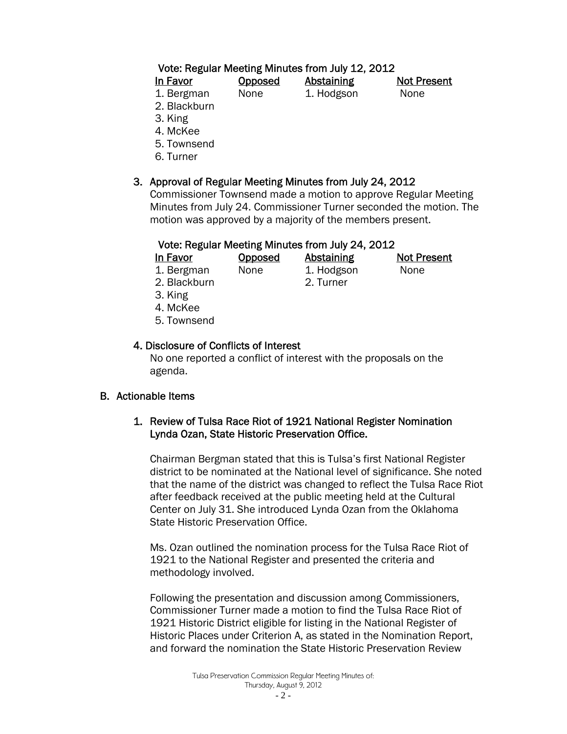**Vote: Regular Meeting Minutes from July 12, 2012**

| In Favor | Opposed | Abstaining | Not Present |
|---|---|---|---|
| 1. Bergman | None | 1. Hodgson | None |
| 2. Blackburn | | | |
| 3. King | | | |
| 4. McKee | | | |
| 5. Townsend | | | |
| 6. Turner | | | |

3. **Approval of Regular Meeting Minutes from July 24, 2012**

   Commissioner Townsend made a motion to approve Regular Meeting Minutes from July 24. Commissioner Turner seconded the motion. The motion was approved by a majority of the members present.

**Vote: Regular Meeting Minutes from July 24, 2012**

| In Favor | Opposed | Abstaining | Not Present |
|---|---|---|---|
| 1. Bergman | None | 1. Hodgson | None |
| 2. Blackburn | | 2. Turner | |
| 3. King | | | |
| 4. McKee | | | |
| 5. Townsend | | | |

4. **Disclosure of Conflicts of Interest**

   No one reported a conflict of interest with the proposals on the agenda.

## B. Actionable Items

1. **Review of Tulsa Race Riot of 1921 National Register Nomination Lynda Ozan, State Historic Preservation Office.**

   Chairman Bergman stated that this is Tulsa's first National Register district to be nominated at the National level of significance. She noted that the name of the district was changed to reflect the Tulsa Race Riot after feedback received at the public meeting held at the Cultural Center on July 31. She introduced Lynda Ozan from the Oklahoma State Historic Preservation Office.

   Ms. Ozan outlined the nomination process for the Tulsa Race Riot of 1921 to the National Register and presented the criteria and methodology involved.

   Following the presentation and discussion among Commissioners, Commissioner Turner made a motion to find the Tulsa Race Riot of 1921 Historic District eligible for listing in the National Register of Historic Places under Criterion A, as stated in the Nomination Report, and forward the nomination the State Historic Preservation Review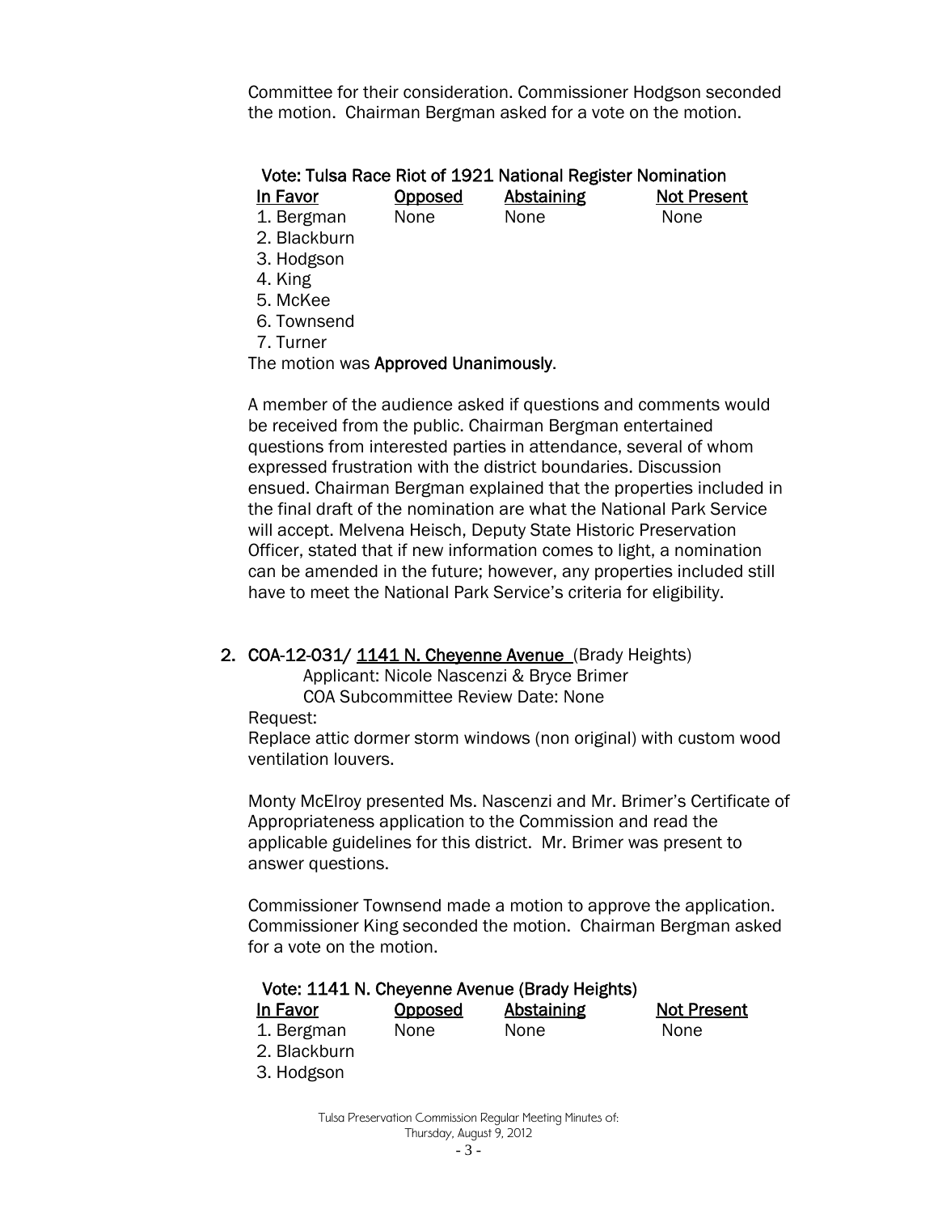Committee for their consideration. Commissioner Hodgson seconded the motion. Chairman Bergman asked for a vote on the motion.

**Vote: Tulsa Race Riot of 1921 National Register Nomination**

| In Favor | Opposed | Abstaining | Not Present |
|---|---|---|---|
| 1. Bergman | None | None | None |
| 2. Blackburn | | | |
| 3. Hodgson | | | |
| 4. King | | | |
| 5. McKee | | | |
| 6. Townsend | | | |
| 7. Turner | | | |

The motion was **Approved Unanimously**.

A member of the audience asked if questions and comments would be received from the public. Chairman Bergman entertained questions from interested parties in attendance, several of whom expressed frustration with the district boundaries. Discussion ensued. Chairman Bergman explained that the properties included in the final draft of the nomination are what the National Park Service will accept. Melvena Heisch, Deputy State Historic Preservation Officer, stated that if new information comes to light, a nomination can be amended in the future; however, any properties included still have to meet the National Park Service's criteria for eligibility.

**2. COA-12-031/ 1141 N. Cheyenne Avenue** (Brady Heights)
Applicant: Nicole Nascenzi & Bryce Brimer
COA Subcommittee Review Date: None

Request:
Replace attic dormer storm windows (non original) with custom wood ventilation louvers.

Monty McElroy presented Ms. Nascenzi and Mr. Brimer's Certificate of Appropriateness application to the Commission and read the applicable guidelines for this district. Mr. Brimer was present to answer questions.

Commissioner Townsend made a motion to approve the application. Commissioner King seconded the motion. Chairman Bergman asked for a vote on the motion.

**Vote: 1141 N. Cheyenne Avenue (Brady Heights)**

| In Favor | Opposed | Abstaining | Not Present |
|---|---|---|---|
| 1. Bergman | None | None | None |
| 2. Blackburn | | | |
| 3. Hodgson | | | |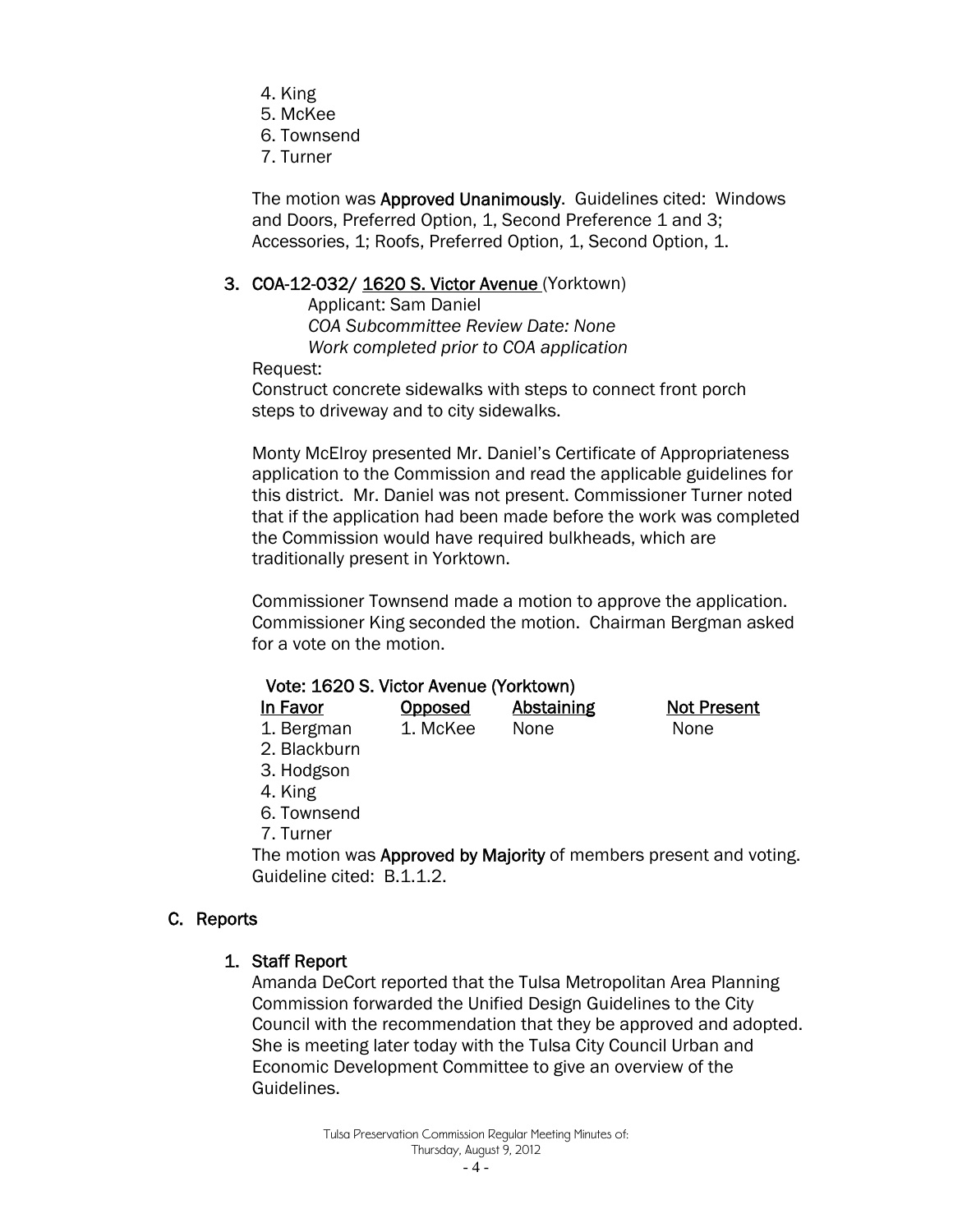4. King
5. McKee
6. Townsend
7. Turner

The motion was **Approved Unanimously**. Guidelines cited: Windows and Doors, Preferred Option, 1, Second Preference 1 and 3; Accessories, 1; Roofs, Preferred Option, 1, Second Option, 1.

### 3. COA-12-032/ 1620 S. Victor Avenue (Yorktown)

Applicant: Sam Daniel
*COA Subcommittee Review Date: None*
*Work completed prior to COA application*

Request:
Construct concrete sidewalks with steps to connect front porch steps to driveway and to city sidewalks.

Monty McElroy presented Mr. Daniel's Certificate of Appropriateness application to the Commission and read the applicable guidelines for this district. Mr. Daniel was not present. Commissioner Turner noted that if the application had been made before the work was completed the Commission would have required bulkheads, which are traditionally present in Yorktown.

Commissioner Townsend made a motion to approve the application. Commissioner King seconded the motion. Chairman Bergman asked for a vote on the motion.

**Vote: 1620 S. Victor Avenue (Yorktown)**

| In Favor | Opposed | Abstaining | Not Present |
|---|---|---|---|
| 1. Bergman | 1. McKee | None | None |
| 2. Blackburn | | | |
| 3. Hodgson | | | |
| 4. King | | | |
| 6. Townsend | | | |
| 7. Turner | | | |

The motion was **Approved by Majority** of members present and voting. Guideline cited: B.1.1.2.

## C. Reports

### 1. Staff Report

Amanda DeCort reported that the Tulsa Metropolitan Area Planning Commission forwarded the Unified Design Guidelines to the City Council with the recommendation that they be approved and adopted. She is meeting later today with the Tulsa City Council Urban and Economic Development Committee to give an overview of the Guidelines.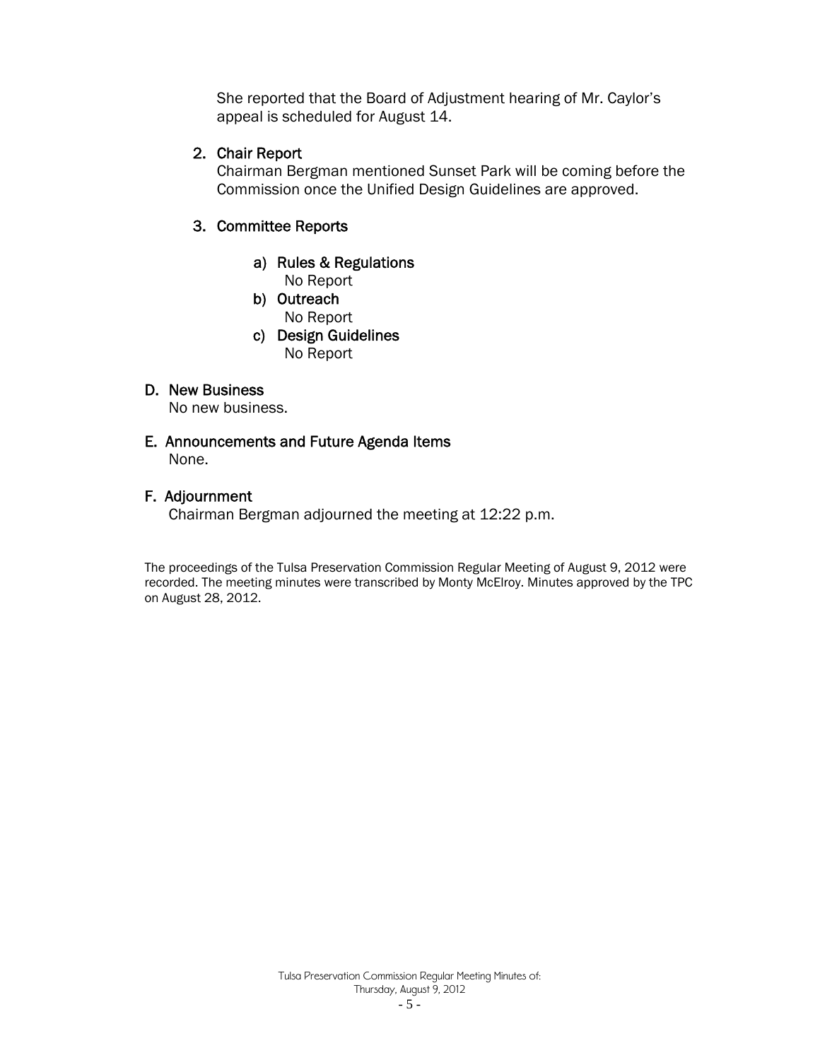She reported that the Board of Adjustment hearing of Mr. Caylor's appeal is scheduled for August 14.

2. Chair Report

   Chairman Bergman mentioned Sunset Park will be coming before the Commission once the Unified Design Guidelines are approved.

3. Committee Reports

   a) Rules & Regulations
      No Report
   b) Outreach
      No Report
   c) Design Guidelines
      No Report

## D. New Business

No new business.

## E. Announcements and Future Agenda Items

None.

## F. Adjournment

Chairman Bergman adjourned the meeting at 12:22 p.m.

The proceedings of the Tulsa Preservation Commission Regular Meeting of August 9, 2012 were recorded. The meeting minutes were transcribed by Monty McElroy. Minutes approved by the TPC on August 28, 2012.